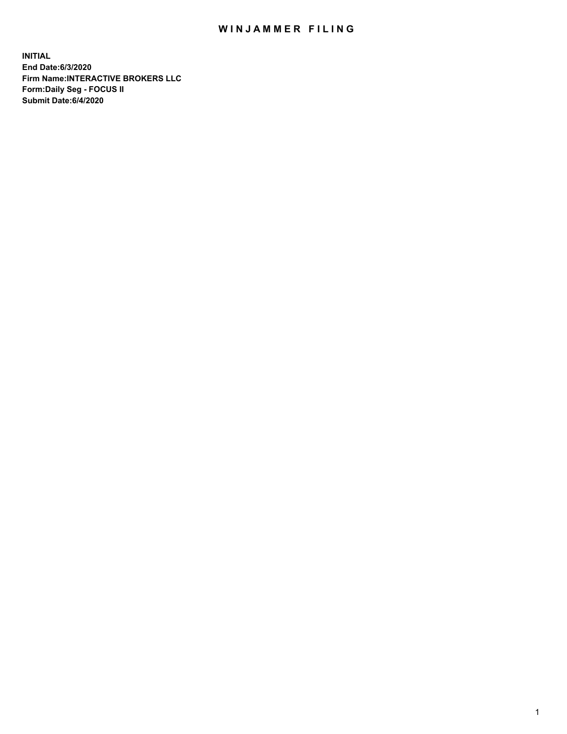# WINJAMMER FILING

**INITIAL**
**End Date:6/3/2020**
**Firm Name:INTERACTIVE BROKERS LLC**
**Form:Daily Seg - FOCUS II**
**Submit Date:6/4/2020**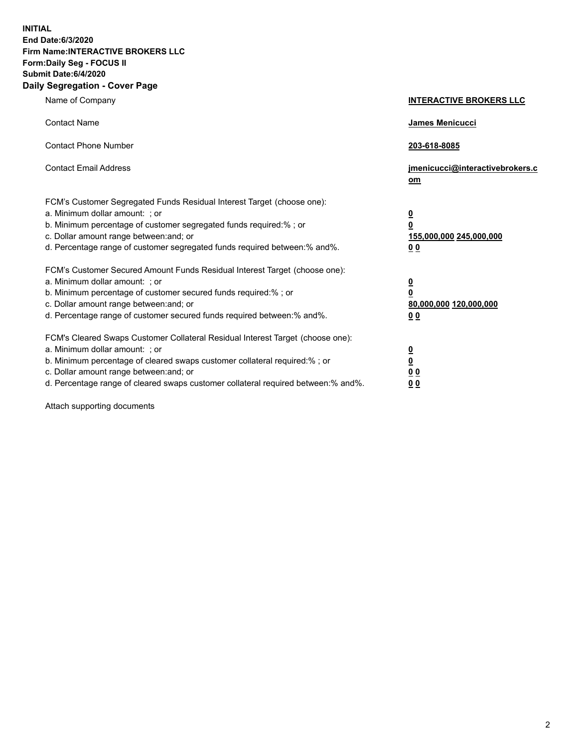**INITIAL**
**End Date:6/3/2020**
**Firm Name:INTERACTIVE BROKERS LLC**
**Form:Daily Seg - FOCUS II**
**Submit Date:6/4/2020**

## Daily Segregation - Cover Page

| | |
|---|---|
| Name of Company | **INTERACTIVE BROKERS LLC** |
| Contact Name | **James Menicucci** |
| Contact Phone Number | **203-618-8085** |
| Contact Email Address | **jmenicucci@interactivebrokers.com** |

| | |
|---|---|
| FCM's Customer Segregated Funds Residual Interest Target (choose one): | |
| a. Minimum dollar amount: ; or | **0** |
| b. Minimum percentage of customer segregated funds required:% ; or | **0** |
| c. Dollar amount range between:and; or | **155,000,000 245,000,000** |
| d. Percentage range of customer segregated funds required between:% and%. | **0 0** |
| FCM's Customer Secured Amount Funds Residual Interest Target (choose one): | |
| a. Minimum dollar amount: ; or | **0** |
| b. Minimum percentage of customer secured funds required:% ; or | **0** |
| c. Dollar amount range between:and; or | **80,000,000 120,000,000** |
| d. Percentage range of customer secured funds required between:% and%. | **0 0** |
| FCM's Cleared Swaps Customer Collateral Residual Interest Target (choose one): | |
| a. Minimum dollar amount: ; or | **0** |
| b. Minimum percentage of cleared swaps customer collateral required:% ; or | **0** |
| c. Dollar amount range between:and; or | **0 0** |
| d. Percentage range of cleared swaps customer collateral required between:% and%. | **0 0** |

Attach supporting documents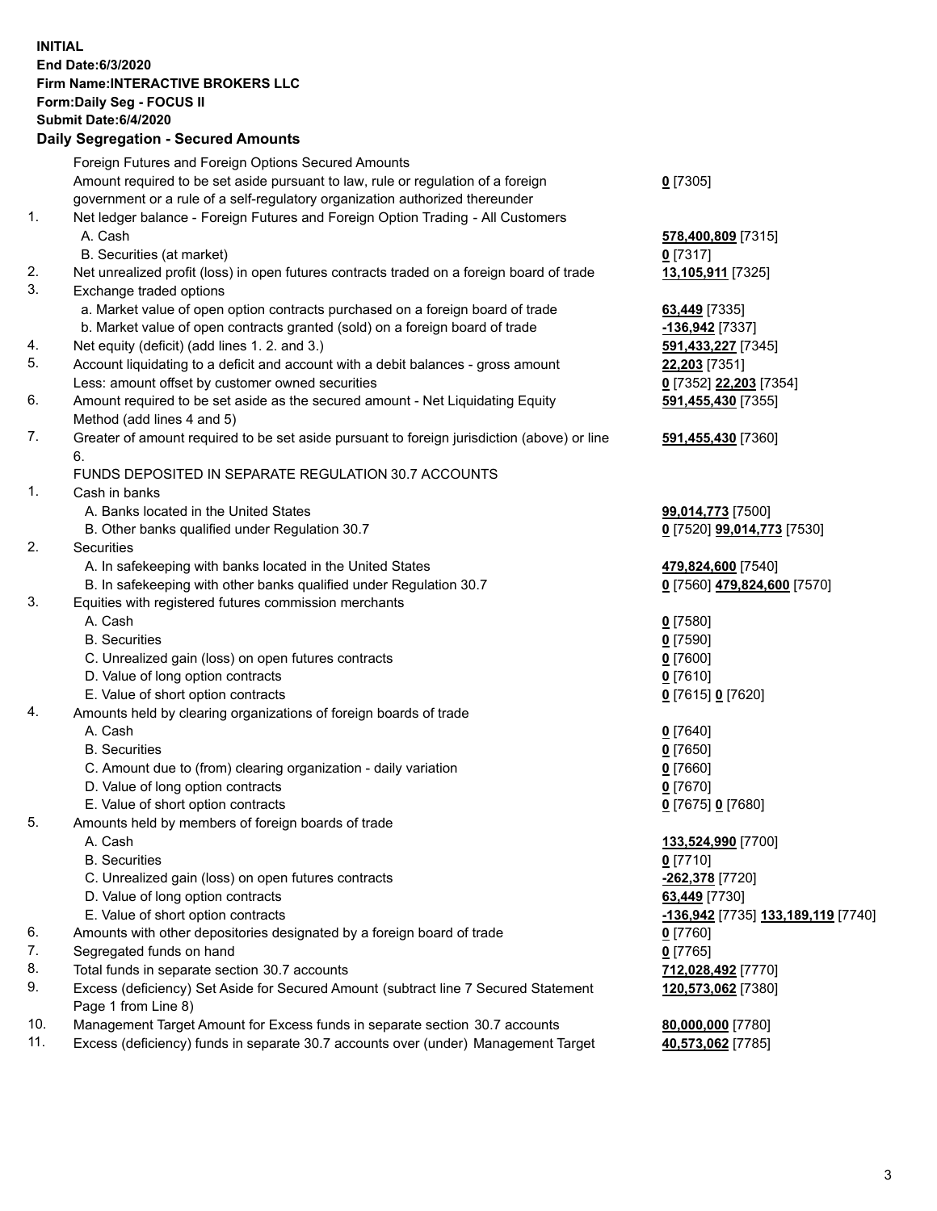**INITIAL**
**End Date:6/3/2020**
**Firm Name:INTERACTIVE BROKERS LLC**
**Form:Daily Seg - FOCUS II**
**Submit Date:6/4/2020**

**Daily Segregation - Secured Amounts**

| | | |
|---|---|---|
| | Foreign Futures and Foreign Options Secured Amounts | |
| | Amount required to be set aside pursuant to law, rule or regulation of a foreign government or a rule of a self-regulatory organization authorized thereunder | **0** [7305] |
| 1. | Net ledger balance - Foreign Futures and Foreign Option Trading - All Customers | |
| | A. Cash | **578,400,809** [7315] |
| | B. Securities (at market) | **0** [7317] |
| 2. | Net unrealized profit (loss) in open futures contracts traded on a foreign board of trade | **13,105,911** [7325] |
| 3. | Exchange traded options | |
| | a. Market value of open option contracts purchased on a foreign board of trade | **63,449** [7335] |
| | b. Market value of open contracts granted (sold) on a foreign board of trade | **-136,942** [7337] |
| 4. | Net equity (deficit) (add lines 1. 2. and 3.) | **591,433,227** [7345] |
| 5. | Account liquidating to a deficit and account with a debit balances - gross amount | **22,203** [7351] |
| | Less: amount offset by customer owned securities | **0** [7352] **22,203** [7354] |
| 6. | Amount required to be set aside as the secured amount - Net Liquidating Equity Method (add lines 4 and 5) | **591,455,430** [7355] |
| 7. | Greater of amount required to be set aside pursuant to foreign jurisdiction (above) or line 6. | **591,455,430** [7360] |
| | FUNDS DEPOSITED IN SEPARATE REGULATION 30.7 ACCOUNTS | |
| 1. | Cash in banks | |
| | A. Banks located in the United States | **99,014,773** [7500] |
| | B. Other banks qualified under Regulation 30.7 | **0** [7520] **99,014,773** [7530] |
| 2. | Securities | |
| | A. In safekeeping with banks located in the United States | **479,824,600** [7540] |
| | B. In safekeeping with other banks qualified under Regulation 30.7 | **0** [7560] **479,824,600** [7570] |
| 3. | Equities with registered futures commission merchants | |
| | A. Cash | **0** [7580] |
| | B. Securities | **0** [7590] |
| | C. Unrealized gain (loss) on open futures contracts | **0** [7600] |
| | D. Value of long option contracts | **0** [7610] |
| | E. Value of short option contracts | **0** [7615] **0** [7620] |
| 4. | Amounts held by clearing organizations of foreign boards of trade | |
| | A. Cash | **0** [7640] |
| | B. Securities | **0** [7650] |
| | C. Amount due to (from) clearing organization - daily variation | **0** [7660] |
| | D. Value of long option contracts | **0** [7670] |
| | E. Value of short option contracts | **0** [7675] **0** [7680] |
| 5. | Amounts held by members of foreign boards of trade | |
| | A. Cash | **133,524,990** [7700] |
| | B. Securities | **0** [7710] |
| | C. Unrealized gain (loss) on open futures contracts | **-262,378** [7720] |
| | D. Value of long option contracts | **63,449** [7730] |
| | E. Value of short option contracts | **-136,942** [7735] **133,189,119** [7740] |
| 6. | Amounts with other depositories designated by a foreign board of trade | **0** [7760] |
| 7. | Segregated funds on hand | **0** [7765] |
| 8. | Total funds in separate section 30.7 accounts | **712,028,492** [7770] |
| 9. | Excess (deficiency) Set Aside for Secured Amount (subtract line 7 Secured Statement Page 1 from Line 8) | **120,573,062** [7380] |
| 10. | Management Target Amount for Excess funds in separate section 30.7 accounts | **80,000,000** [7780] |
| 11. | Excess (deficiency) funds in separate 30.7 accounts over (under) Management Target | **40,573,062** [7785] |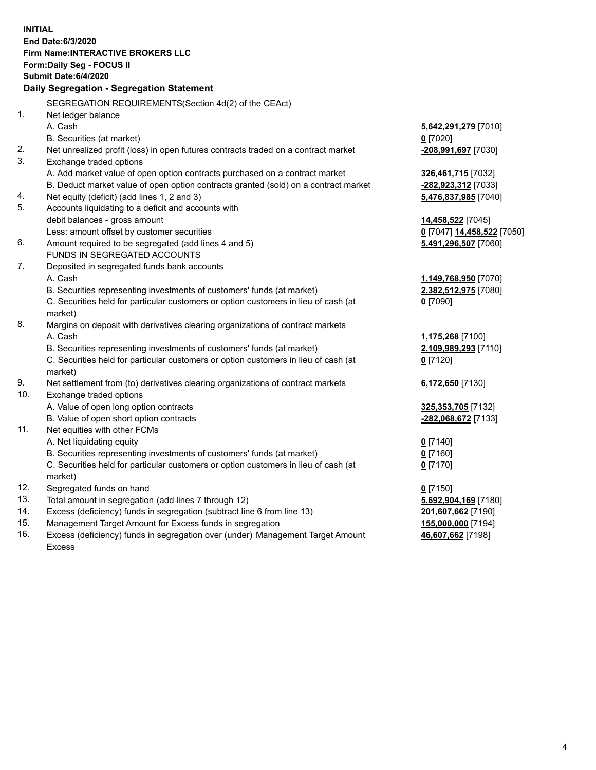**INITIAL**
**End Date:6/3/2020**
**Firm Name:INTERACTIVE BROKERS LLC**
**Form:Daily Seg - FOCUS II**
**Submit Date:6/4/2020**

## Daily Segregation - Segregation Statement

SEGREGATION REQUIREMENTS(Section 4d(2) of the CEAct)

| | | |
|---|---|---|
| 1. | Net ledger balance | |
| | A. Cash | **5,642,291,279** [7010] |
| | B. Securities (at market) | **0** [7020] |
| 2. | Net unrealized profit (loss) in open futures contracts traded on a contract market | **-208,991,697** [7030] |
| 3. | Exchange traded options | |
| | A. Add market value of open option contracts purchased on a contract market | **326,461,715** [7032] |
| | B. Deduct market value of open option contracts granted (sold) on a contract market | **-282,923,312** [7033] |
| 4. | Net equity (deficit) (add lines 1, 2 and 3) | **5,476,837,985** [7040] |
| 5. | Accounts liquidating to a deficit and accounts with debit balances - gross amount | **14,458,522** [7045] |
| | Less: amount offset by customer securities | **0** [7047] **14,458,522** [7050] |
| 6. | Amount required to be segregated (add lines 4 and 5) | **5,491,296,507** [7060] |
| | FUNDS IN SEGREGATED ACCOUNTS | |
| 7. | Deposited in segregated funds bank accounts | |
| | A. Cash | **1,149,768,950** [7070] |
| | B. Securities representing investments of customers' funds (at market) | **2,382,512,975** [7080] |
| | C. Securities held for particular customers or option customers in lieu of cash (at market) | **0** [7090] |
| 8. | Margins on deposit with derivatives clearing organizations of contract markets | |
| | A. Cash | **1,175,268** [7100] |
| | B. Securities representing investments of customers' funds (at market) | **2,109,989,293** [7110] |
| | C. Securities held for particular customers or option customers in lieu of cash (at market) | **0** [7120] |
| 9. | Net settlement from (to) derivatives clearing organizations of contract markets | **6,172,650** [7130] |
| 10. | Exchange traded options | |
| | A. Value of open long option contracts | **325,353,705** [7132] |
| | B. Value of open short option contracts | **-282,068,672** [7133] |
| 11. | Net equities with other FCMs | |
| | A. Net liquidating equity | **0** [7140] |
| | B. Securities representing investments of customers' funds (at market) | **0** [7160] |
| | C. Securities held for particular customers or option customers in lieu of cash (at market) | **0** [7170] |
| 12. | Segregated funds on hand | **0** [7150] |
| 13. | Total amount in segregation (add lines 7 through 12) | **5,692,904,169** [7180] |
| 14. | Excess (deficiency) funds in segregation (subtract line 6 from line 13) | **201,607,662** [7190] |
| 15. | Management Target Amount for Excess funds in segregation | **155,000,000** [7194] |
| 16. | Excess (deficiency) funds in segregation over (under) Management Target Amount Excess | **46,607,662** [7198] |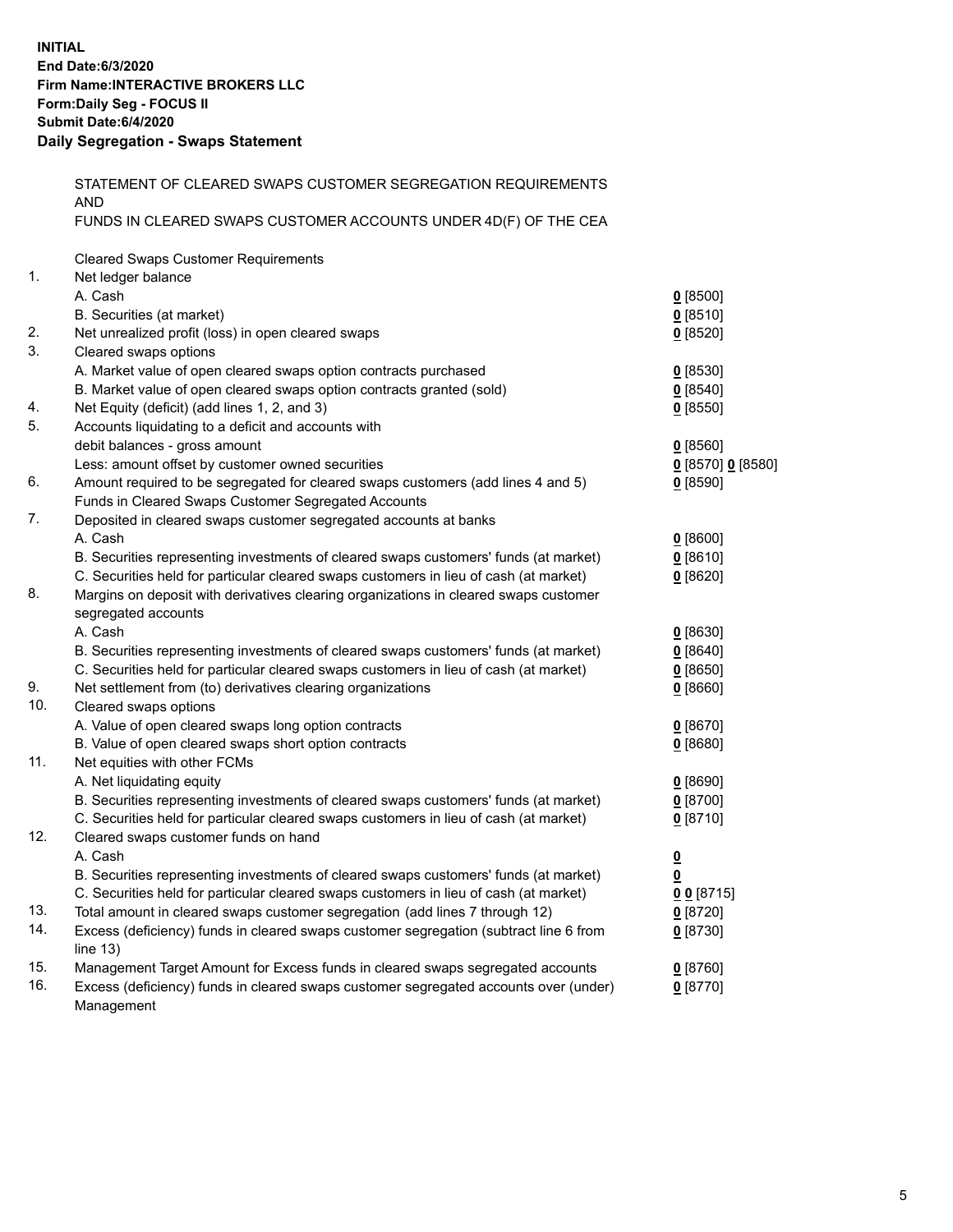**INITIAL**
**End Date:6/3/2020**
**Firm Name:INTERACTIVE BROKERS LLC**
**Form:Daily Seg - FOCUS II**
**Submit Date:6/4/2020**
**Daily Segregation - Swaps Statement**

STATEMENT OF CLEARED SWAPS CUSTOMER SEGREGATION REQUIREMENTS AND FUNDS IN CLEARED SWAPS CUSTOMER ACCOUNTS UNDER 4D(F) OF THE CEA

| | | |
|---|---|---|
| | Cleared Swaps Customer Requirements | |
| 1. | Net ledger balance | |
| | A. Cash | 0 [8500] |
| | B. Securities (at market) | 0 [8510] |
| 2. | Net unrealized profit (loss) in open cleared swaps | 0 [8520] |
| 3. | Cleared swaps options | |
| | A. Market value of open cleared swaps option contracts purchased | 0 [8530] |
| | B. Market value of open cleared swaps option contracts granted (sold) | 0 [8540] |
| 4. | Net Equity (deficit) (add lines 1, 2, and 3) | 0 [8550] |
| 5. | Accounts liquidating to a deficit and accounts with debit balances - gross amount | 0 [8560] |
| | Less: amount offset by customer owned securities | 0 [8570] 0 [8580] |
| 6. | Amount required to be segregated for cleared swaps customers (add lines 4 and 5) | 0 [8590] |
| | Funds in Cleared Swaps Customer Segregated Accounts | |
| 7. | Deposited in cleared swaps customer segregated accounts at banks | |
| | A. Cash | 0 [8600] |
| | B. Securities representing investments of cleared swaps customers' funds (at market) | 0 [8610] |
| | C. Securities held for particular cleared swaps customers in lieu of cash (at market) | 0 [8620] |
| 8. | Margins on deposit with derivatives clearing organizations in cleared swaps customer segregated accounts | |
| | A. Cash | 0 [8630] |
| | B. Securities representing investments of cleared swaps customers' funds (at market) | 0 [8640] |
| | C. Securities held for particular cleared swaps customers in lieu of cash (at market) | 0 [8650] |
| 9. | Net settlement from (to) derivatives clearing organizations | 0 [8660] |
| 10. | Cleared swaps options | |
| | A. Value of open cleared swaps long option contracts | 0 [8670] |
| | B. Value of open cleared swaps short option contracts | 0 [8680] |
| 11. | Net equities with other FCMs | |
| | A. Net liquidating equity | 0 [8690] |
| | B. Securities representing investments of cleared swaps customers' funds (at market) | 0 [8700] |
| | C. Securities held for particular cleared swaps customers in lieu of cash (at market) | 0 [8710] |
| 12. | Cleared swaps customer funds on hand | |
| | A. Cash | 0 |
| | B. Securities representing investments of cleared swaps customers' funds (at market) | 0 |
| | C. Securities held for particular cleared swaps customers in lieu of cash (at market) | 0 0 [8715] |
| 13. | Total amount in cleared swaps customer segregation (add lines 7 through 12) | 0 [8720] |
| 14. | Excess (deficiency) funds in cleared swaps customer segregation (subtract line 6 from line 13) | 0 [8730] |
| 15. | Management Target Amount for Excess funds in cleared swaps segregated accounts | 0 [8760] |
| 16. | Excess (deficiency) funds in cleared swaps customer segregated accounts over (under) Management | 0 [8770] |